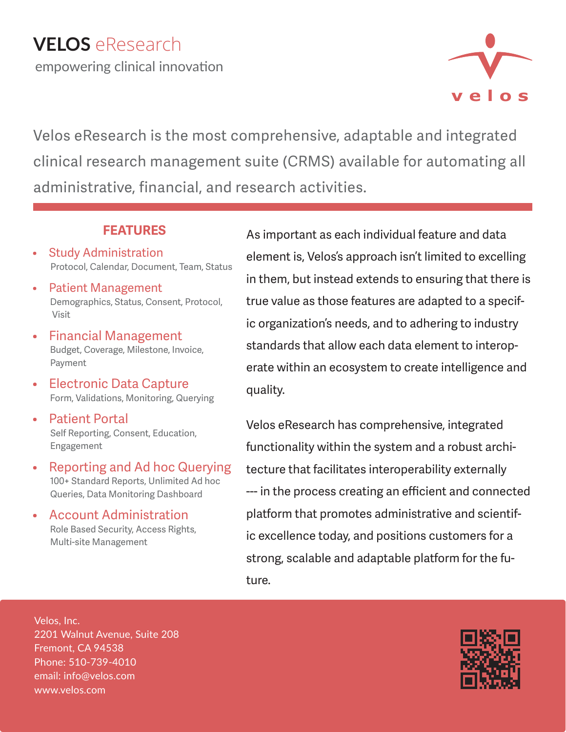# VELOS eResearch

empowering clinical innovation

velos

Velos eResearch is the most comprehensive, adaptable and integrated clinical research management suite (CRMS) available for automating all administrative, financial, and research activities.

## FEATURES

- **Study Administration**
  Protocol, Calendar, Document, Team, Status
- **Patient Management**
  Demographics, Status, Consent, Protocol, Visit
- **Financial Management**
  Budget, Coverage, Milestone, Invoice, Payment
- **Electronic Data Capture**
  Form, Validations, Monitoring, Querying
- **Patient Portal**
  Self Reporting, Consent, Education, Engagement
- **Reporting and Ad hoc Querying**
  100+ Standard Reports, Unlimited Ad hoc Queries, Data Monitoring Dashboard
- **Account Administration**
  Role Based Security, Access Rights, Multi-site Management

As important as each individual feature and data element is, Velos's approach isn't limited to excelling in them, but instead extends to ensuring that there is true value as those features are adapted to a specific organization's needs, and to adhering to industry standards that allow each data element to interoperate within an ecosystem to create intelligence and quality.

Velos eResearch has comprehensive, integrated functionality within the system and a robust architecture that facilitates interoperability externally --- in the process creating an efficient and connected platform that promotes administrative and scientific excellence today, and positions customers for a strong, scalable and adaptable platform for the future.

Velos, Inc.
2201 Walnut Avenue, Suite 208
Fremont, CA 94538
Phone: 510-739-4010
email: info@velos.com
www.velos.com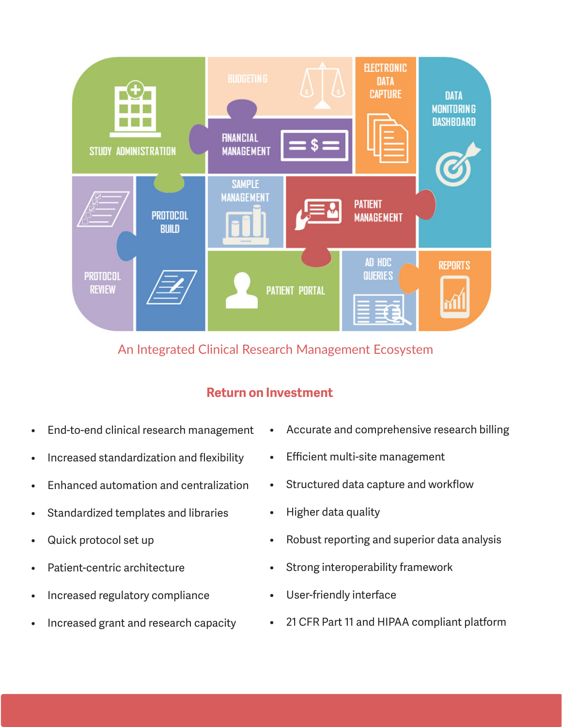STUDY ADMINISTRATION

BUDGETING

FINANCIAL MANAGEMENT

ELECTRONIC DATA CAPTURE

DATA MONITORING DASHBOARD

PROTOCOL REVIEW

PROTOCOL BUILD

SAMPLE MANAGEMENT

PATIENT MANAGEMENT

PATIENT PORTAL

AD HOC QUERIES

REPORTS

An Integrated Clinical Research Management Ecosystem

## Return on Investment

- End-to-end clinical research management
- Increased standardization and flexibility
- Enhanced automation and centralization
- Standardized templates and libraries
- Quick protocol set up
- Patient-centric architecture
- Increased regulatory compliance
- Increased grant and research capacity
- Accurate and comprehensive research billing
- Efficient multi-site management
- Structured data capture and workflow
- Higher data quality
- Robust reporting and superior data analysis
- Strong interoperability framework
- User-friendly interface
- 21 CFR Part 11 and HIPAA compliant platform